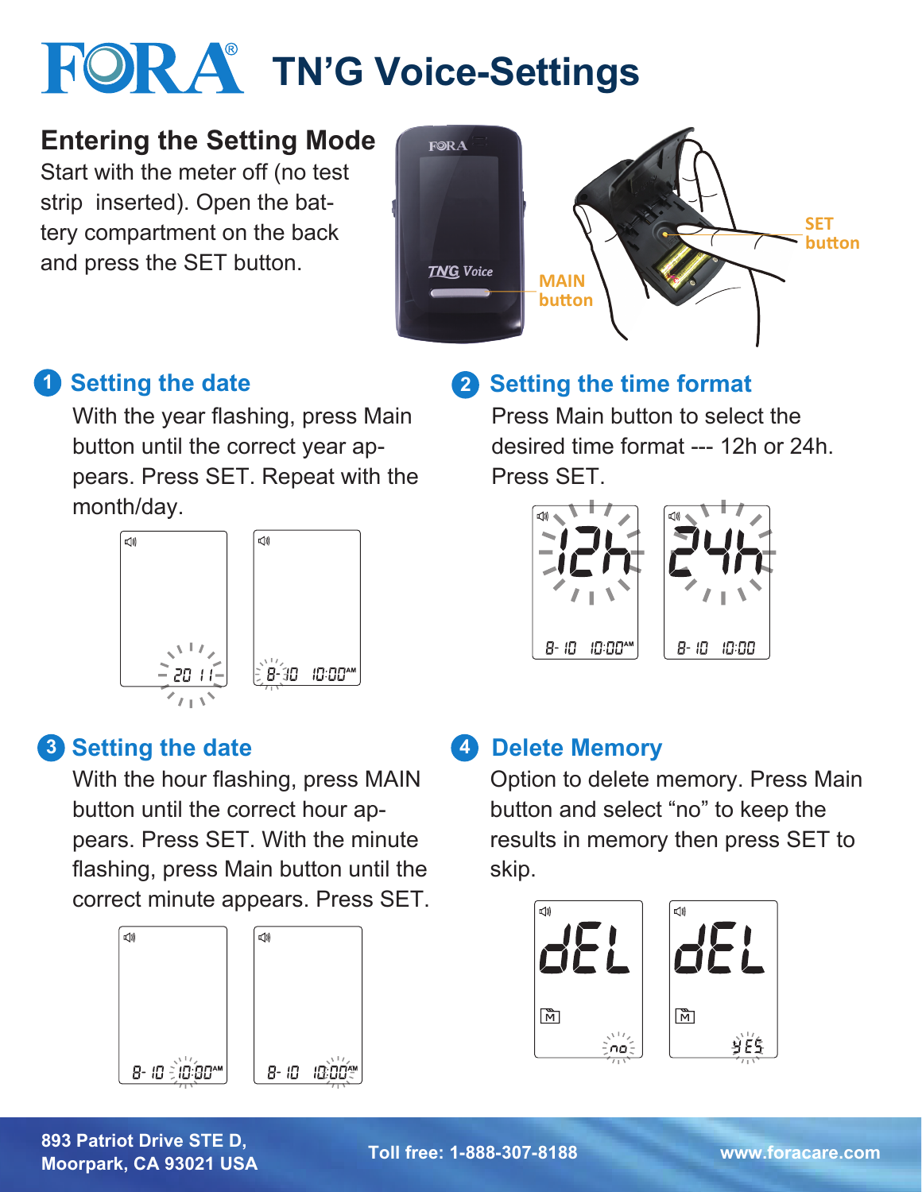# FORA® TN'G Voice-Settings

## Entering the Setting Mode

Start with the meter off (no test strip inserted). Open the battery compartment on the back and press the SET button.

MAIN button

SET button

## 1 Setting the date

With the year flashing, press Main button until the correct year appears. Press SET. Repeat with the month/day.

## 2 Setting the time format

Press Main button to select the desired time format --- 12h or 24h. Press SET.

## 3 Setting the date

With the hour flashing, press MAIN button until the correct hour appears. Press SET. With the minute flashing, press Main button until the correct minute appears. Press SET.

## 4 Delete Memory

Option to delete memory. Press Main button and select "no" to keep the results in memory then press SET to skip.

893 Patriot Drive STE D,
Moorpark, CA 93021 USA

Toll free: 1-888-307-8188

www.foracare.com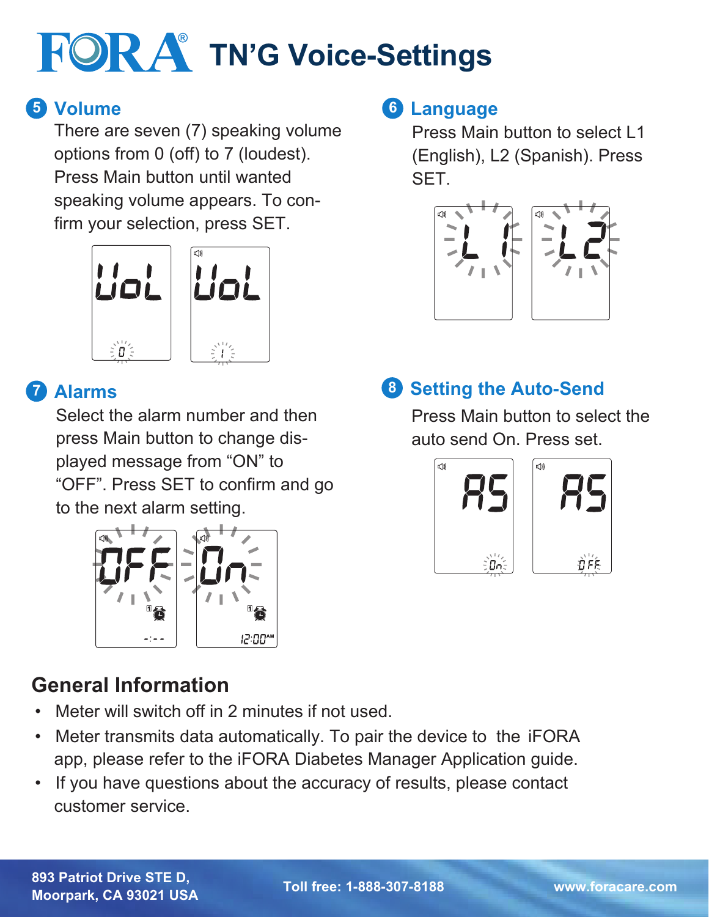# FORA® TN'G Voice-Settings

## 5 Volume

There are seven (7) speaking volume options from 0 (off) to 7 (loudest). Press Main button until wanted speaking volume appears. To confirm your selection, press SET.

## 6 Language

Press Main button to select L1 (English), L2 (Spanish). Press SET.

## 7 Alarms

Select the alarm number and then press Main button to change displayed message from "ON" to "OFF". Press SET to confirm and go to the next alarm setting.

## 8 Setting the Auto-Send

Press Main button to select the auto send On. Press set.

## General Information

- Meter will switch off in 2 minutes if not used.
- Meter transmits data automatically. To pair the device to the iFORA app, please refer to the iFORA Diabetes Manager Application guide.
- If you have questions about the accuracy of results, please contact customer service.

893 Patriot Drive STE D,
Moorpark, CA 93021 USA

Toll free: 1-888-307-8188

www.foracare.com